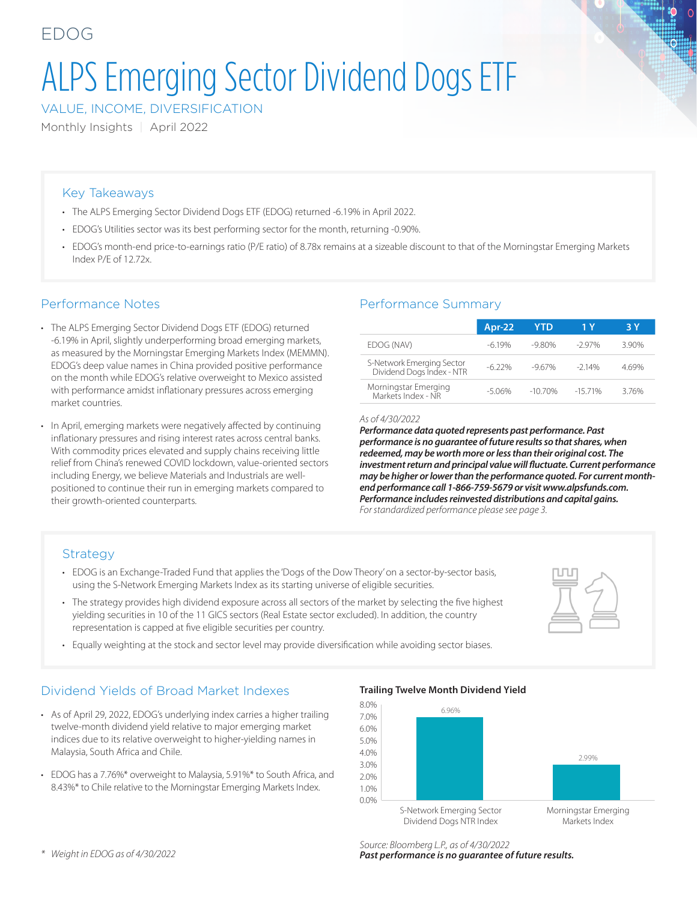EDOG

# ALPS Emerging Sector Dividend Dogs ETF

VALUE, INCOME, DIVERSIFICATION

Monthly Insights | April 2022

## Key Takeaways

- The ALPS Emerging Sector Dividend Dogs ETF (EDOG) returned -6.19% in April 2022.
- EDOG's Utilities sector was its best performing sector for the month, returning -0.90%.
- EDOG's month-end price-to-earnings ratio (P/E ratio) of 8.78x remains at a sizeable discount to that of the Morningstar Emerging Markets Index P/E of 12.72x.

## Performance Notes

- The ALPS Emerging Sector Dividend Dogs ETF (EDOG) returned -6.19% in April, slightly underperforming broad emerging markets, as measured by the Morningstar Emerging Markets Index (MEMMN). EDOG's deep value names in China provided positive performance on the month while EDOG's relative overweight to Mexico assisted with performance amidst inflationary pressures across emerging market countries.
- In April, emerging markets were negatively affected by continuing inflationary pressures and rising interest rates across central banks. With commodity prices elevated and supply chains receiving little relief from China's renewed COVID lockdown, value-oriented sectors including Energy, we believe Materials and Industrials are well-positioned to continue their run in emerging markets compared to their growth-oriented counterparts.

## Performance Summary

| | Apr-22 | YTD | 1 Y | 3 Y |
|---|---|---|---|---|
| EDOG (NAV) | -6.19% | -9.80% | -2.97% | 3.90% |
| S-Network Emerging Sector Dividend Dogs Index - NTR | -6.22% | -9.67% | -2.14% | 4.69% |
| Morningstar Emerging Markets Index - NR | -5.06% | -10.70% | -15.71% | 3.76% |

*As of 4/30/2022*

***Performance data quoted represents past performance. Past performance is no guarantee of future results so that shares, when redeemed, may be worth more or less than their original cost. The investment return and principal value will fluctuate. Current performance may be higher or lower than the performance quoted. For current month-end performance call 1-866-759-5679 or visit www.alpsfunds.com. Performance includes reinvested distributions and capital gains.***

*For standardized performance please see page 3.*

## Strategy

- EDOG is an Exchange-Traded Fund that applies the 'Dogs of the Dow Theory' on a sector-by-sector basis, using the S-Network Emerging Markets Index as its starting universe of eligible securities.
- The strategy provides high dividend exposure across all sectors of the market by selecting the five highest yielding securities in 10 of the 11 GICS sectors (Real Estate sector excluded). In addition, the country representation is capped at five eligible securities per country.
- Equally weighting at the stock and sector level may provide diversification while avoiding sector biases.

## Dividend Yields of Broad Market Indexes

- As of April 29, 2022, EDOG's underlying index carries a higher trailing twelve-month dividend yield relative to major emerging market indices due to its relative overweight to higher-yielding names in Malaysia, South Africa and Chile.
- EDOG has a 7.76%* overweight to Malaysia, 5.91%* to South Africa, and 8.43%* to Chile relative to the Morningstar Emerging Markets Index.

**Trailing Twelve Month Dividend Yield**

| Index | Trailing Twelve Month Dividend Yield |
|---|---|
| S-Network Emerging Sector Dividend Dogs NTR Index | 6.96% |
| Morningstar Emerging Markets Index | 2.99% |

*Source: Bloomberg L.P., as of 4/30/2022*

***Past performance is no guarantee of future results.***

\* *Weight in EDOG as of 4/30/2022*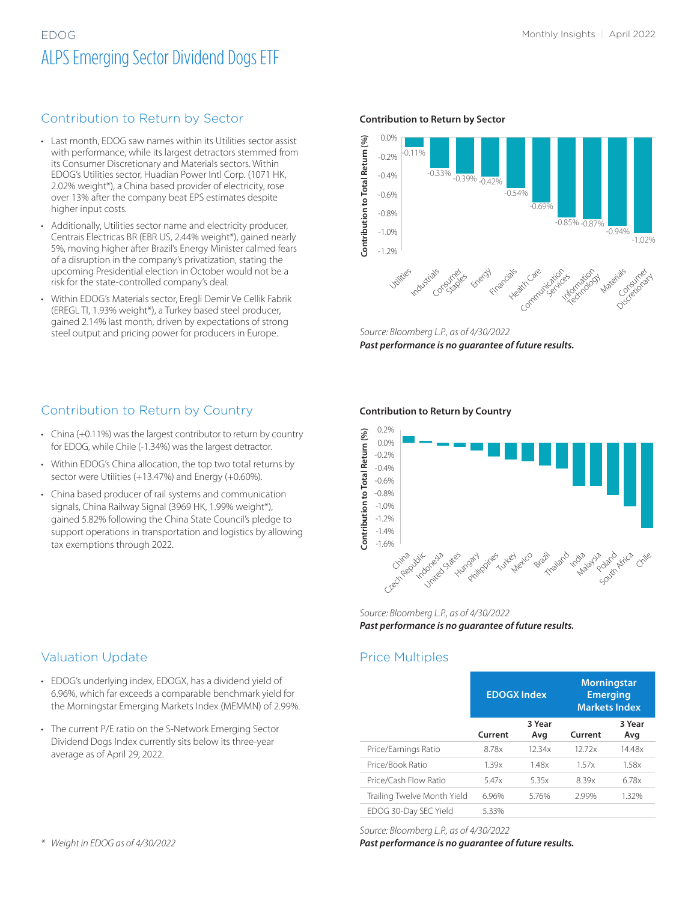EDOG

# ALPS Emerging Sector Dividend Dogs ETF

## Contribution to Return by Sector

- Last month, EDOG saw names within its Utilities sector assist with performance, while its largest detractors stemmed from its Consumer Discretionary and Materials sectors. Within EDOG's Utilities sector, Huadian Power Intl Corp. (1071 HK, 2.02% weight*), a China based provider of electricity, rose over 13% after the company beat EPS estimates despite higher input costs.
- Additionally, Utilities sector name and electricity producer, Centrais Electricas BR (EBR US, 2.44% weight*), gained nearly 5%, moving higher after Brazil's Energy Minister calmed fears of a disruption in the company's privatization, stating the upcoming Presidential election in October would not be a risk for the state-controlled company's deal.
- Within EDOG's Materials sector, Eregli Demir Ve Cellik Fabrik (EREGL TI, 1.93% weight*), a Turkey based steel producer, gained 2.14% last month, driven by expectations of strong steel output and pricing power for producers in Europe.

**Contribution to Return by Sector**

| Sector | Contribution to Total Return (%) |
| --- | --- |
| Utilities | -0.11% |
| Industrials | -0.33% |
| Consumer Staples | -0.39% |
| Energy | -0.42% |
| Financials | -0.54% |
| Health Care | -0.69% |
| Communication Services | -0.85% |
| Information Technology | -0.87% |
| Materials | -0.94% |
| Consumer Discretionary | -1.02% |

*Source: Bloomberg L.P., as of 4/30/2022*
***Past performance is no guarantee of future results.***

## Contribution to Return by Country

- China (+0.11%) was the largest contributor to return by country for EDOG, while Chile (-1.34%) was the largest detractor.
- Within EDOG's China allocation, the top two total returns by sector were Utilities (+13.47%) and Energy (+0.60%).
- China based producer of rail systems and communication signals, China Railway Signal (3969 HK, 1.99% weight*), gained 5.82% following the China State Council's pledge to support operations in transportation and logistics by allowing tax exemptions through 2022.

**Contribution to Return by Country**

Countries shown (Contribution to Total Return, %): China, Czech Republic, Indonesia, United States, Hungary, Philippines, Turkey, Mexico, Brazil, Thailand, India, Malaysia, Poland, South Africa, Chile

*Source: Bloomberg L.P., as of 4/30/2022*
***Past performance is no guarantee of future results.***

## Valuation Update

- EDOG's underlying index, EDOGX, has a dividend yield of 6.96%, which far exceeds a comparable benchmark yield for the Morningstar Emerging Markets Index (MEMMN) of 2.99%.
- The current P/E ratio on the S-Network Emerging Sector Dividend Dogs Index currently sits below its three-year average as of April 29, 2022.

## Price Multiples

| | EDOGX Index | | Morningstar Emerging Markets Index | |
| --- | --- | --- | --- | --- |
| | Current | 3 Year Avg | Current | 3 Year Avg |
| Price/Earnings Ratio | 8.78x | 12.34x | 12.72x | 14.48x |
| Price/Book Ratio | 1.39x | 1.48x | 1.57x | 1.58x |
| Price/Cash Flow Ratio | 5.47x | 5.35x | 8.39x | 6.78x |
| Trailing Twelve Month Yield | 6.96% | 5.76% | 2.99% | 1.32% |
| EDOG 30-Day SEC Yield | 5.33% | | | |

*Source: Bloomberg L.P., as of 4/30/2022*
***Past performance is no guarantee of future results.***

\* *Weight in EDOG as of 4/30/2022*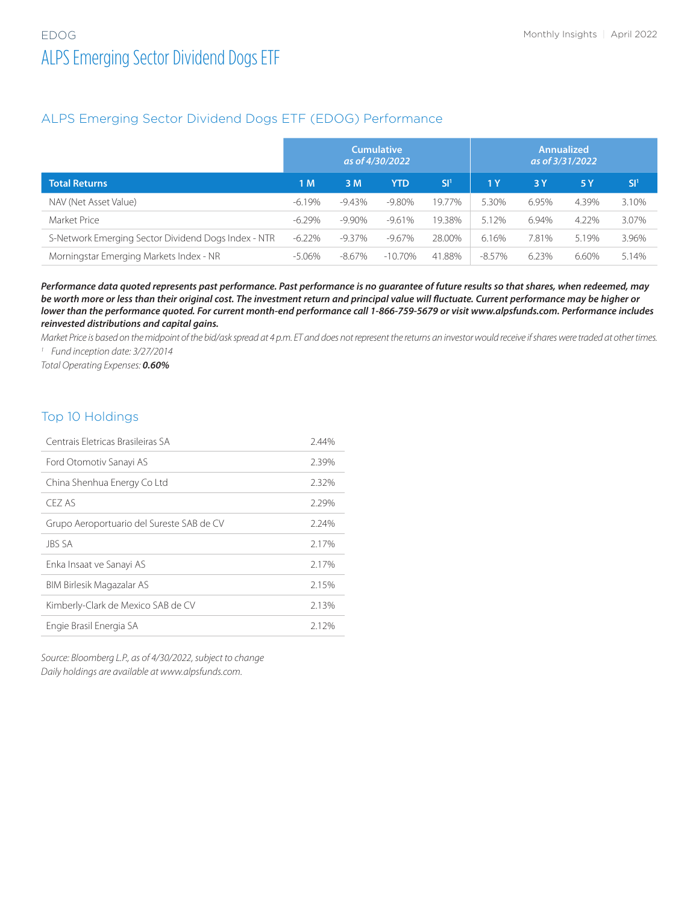EDOG

# ALPS Emerging Sector Dividend Dogs ETF

## ALPS Emerging Sector Dividend Dogs ETF (EDOG) Performance

| | Cumulative *as of 4/30/2022* | | | | Annualized *as of 3/31/2022* | | | |
|---|---|---|---|---|---|---|---|---|
| **Total Returns** | **1 M** | **3 M** | **YTD** | **SI[1]** | **1 Y** | **3 Y** | **5 Y** | **SI[1]** |
| NAV (Net Asset Value) | -6.19% | -9.43% | -9.80% | 19.77% | 5.30% | 6.95% | 4.39% | 3.10% |
| Market Price | -6.29% | -9.90% | -9.61% | 19.38% | 5.12% | 6.94% | 4.22% | 3.07% |
| S-Network Emerging Sector Dividend Dogs Index - NTR | -6.22% | -9.37% | -9.67% | 28.00% | 6.16% | 7.81% | 5.19% | 3.96% |
| Morningstar Emerging Markets Index - NR | -5.06% | -8.67% | -10.70% | 41.88% | -8.57% | 6.23% | 6.60% | 5.14% |

***Performance data quoted represents past performance. Past performance is no guarantee of future results so that shares, when redeemed, may be worth more or less than their original cost. The investment return and principal value will fluctuate. Current performance may be higher or lower than the performance quoted. For current month-end performance call 1-866-759-5679 or visit www.alpsfunds.com. Performance includes reinvested distributions and capital gains.***

*Market Price is based on the midpoint of the bid/ask spread at 4 p.m. ET and does not represent the returns an investor would receive if shares were traded at other times.*

[1] *Fund inception date: 3/27/2014*

*Total Operating Expenses:* ***0.60%***

## Top 10 Holdings

| | |
|---|---|
| Centrais Eletricas Brasileiras SA | 2.44% |
| Ford Otomotiv Sanayi AS | 2.39% |
| China Shenhua Energy Co Ltd | 2.32% |
| CEZ AS | 2.29% |
| Grupo Aeroportuario del Sureste SAB de CV | 2.24% |
| JBS SA | 2.17% |
| Enka Insaat ve Sanayi AS | 2.17% |
| BIM Birlesik Magazalar AS | 2.15% |
| Kimberly-Clark de Mexico SAB de CV | 2.13% |
| Engie Brasil Energia SA | 2.12% |

*Source: Bloomberg L.P., as of 4/30/2022, subject to change*

*Daily holdings are available at www.alpsfunds.com.*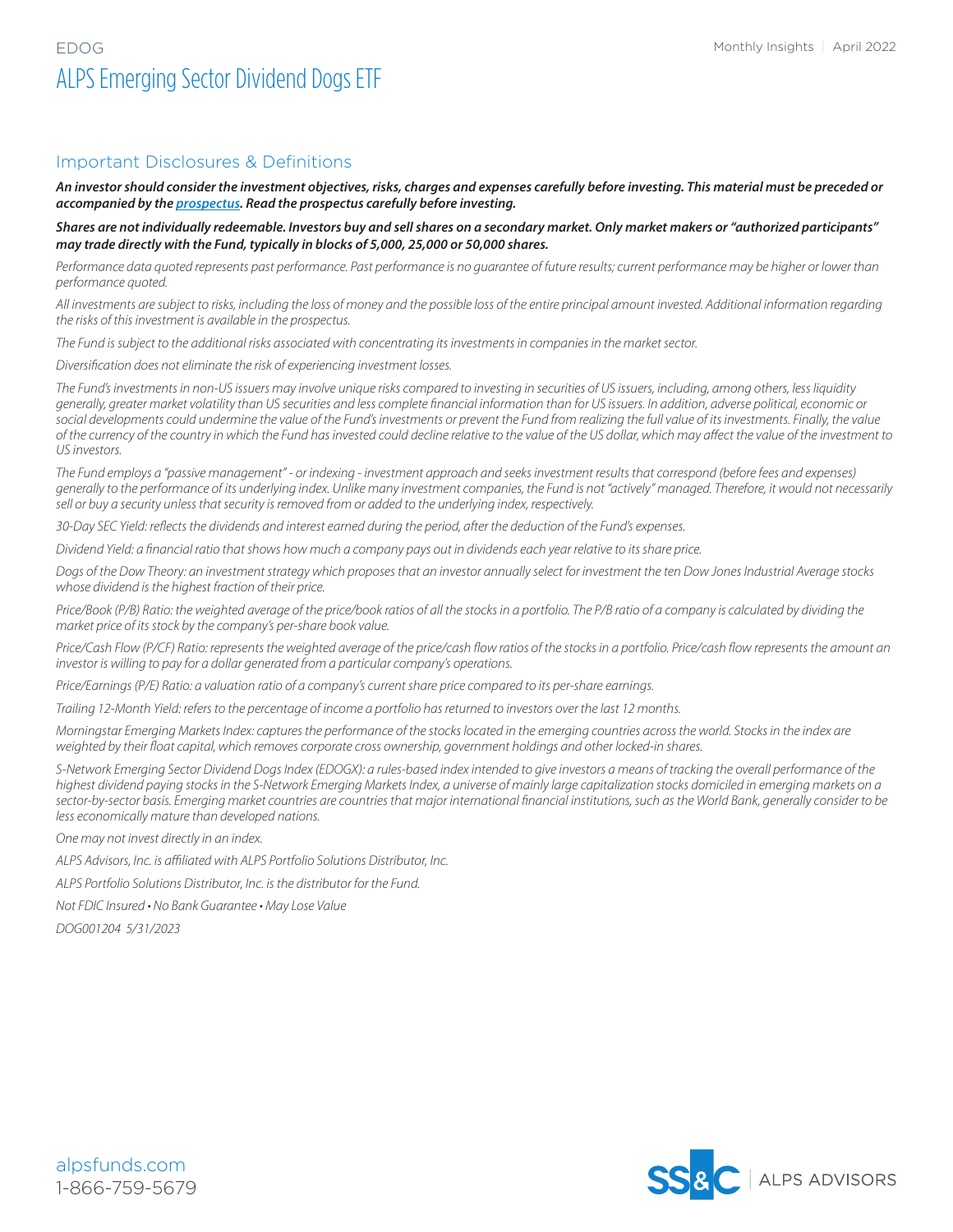EDOG

# ALPS Emerging Sector Dividend Dogs ETF

## Important Disclosures & Definitions

***An investor should consider the investment objectives, risks, charges and expenses carefully before investing. This material must be preceded or accompanied by the prospectus. Read the prospectus carefully before investing.***

***Shares are not individually redeemable. Investors buy and sell shares on a secondary market. Only market makers or "authorized participants" may trade directly with the Fund, typically in blocks of 5,000, 25,000 or 50,000 shares.***

*Performance data quoted represents past performance. Past performance is no guarantee of future results; current performance may be higher or lower than performance quoted.*

*All investments are subject to risks, including the loss of money and the possible loss of the entire principal amount invested. Additional information regarding the risks of this investment is available in the prospectus.*

*The Fund is subject to the additional risks associated with concentrating its investments in companies in the market sector.*

*Diversification does not eliminate the risk of experiencing investment losses.*

*The Fund's investments in non-US issuers may involve unique risks compared to investing in securities of US issuers, including, among others, less liquidity generally, greater market volatility than US securities and less complete financial information than for US issuers. In addition, adverse political, economic or social developments could undermine the value of the Fund's investments or prevent the Fund from realizing the full value of its investments. Finally, the value of the currency of the country in which the Fund has invested could decline relative to the value of the US dollar, which may affect the value of the investment to US investors.*

*The Fund employs a "passive management" - or indexing - investment approach and seeks investment results that correspond (before fees and expenses) generally to the performance of its underlying index. Unlike many investment companies, the Fund is not "actively" managed. Therefore, it would not necessarily sell or buy a security unless that security is removed from or added to the underlying index, respectively.*

*30-Day SEC Yield: reflects the dividends and interest earned during the period, after the deduction of the Fund's expenses.*

*Dividend Yield: a financial ratio that shows how much a company pays out in dividends each year relative to its share price.*

*Dogs of the Dow Theory: an investment strategy which proposes that an investor annually select for investment the ten Dow Jones Industrial Average stocks whose dividend is the highest fraction of their price.*

*Price/Book (P/B) Ratio: the weighted average of the price/book ratios of all the stocks in a portfolio. The P/B ratio of a company is calculated by dividing the market price of its stock by the company's per-share book value.*

*Price/Cash Flow (P/CF) Ratio: represents the weighted average of the price/cash flow ratios of the stocks in a portfolio. Price/cash flow represents the amount an investor is willing to pay for a dollar generated from a particular company's operations.*

*Price/Earnings (P/E) Ratio: a valuation ratio of a company's current share price compared to its per-share earnings.*

*Trailing 12-Month Yield: refers to the percentage of income a portfolio has returned to investors over the last 12 months.*

*Morningstar Emerging Markets Index: captures the performance of the stocks located in the emerging countries across the world. Stocks in the index are weighted by their float capital, which removes corporate cross ownership, government holdings and other locked-in shares.*

*S-Network Emerging Sector Dividend Dogs Index (EDOGX): a rules-based index intended to give investors a means of tracking the overall performance of the highest dividend paying stocks in the S-Network Emerging Markets Index, a universe of mainly large capitalization stocks domiciled in emerging markets on a sector-by-sector basis. Emerging market countries are countries that major international financial institutions, such as the World Bank, generally consider to be less economically mature than developed nations.*

*One may not invest directly in an index.*

*ALPS Advisors, Inc. is affiliated with ALPS Portfolio Solutions Distributor, Inc.*

*ALPS Portfolio Solutions Distributor, Inc. is the distributor for the Fund.*

*Not FDIC Insured • No Bank Guarantee • May Lose Value*

*DOG001204 5/31/2023*

alpsfunds.com
1-866-759-5679

SS&C | ALPS ADVISORS